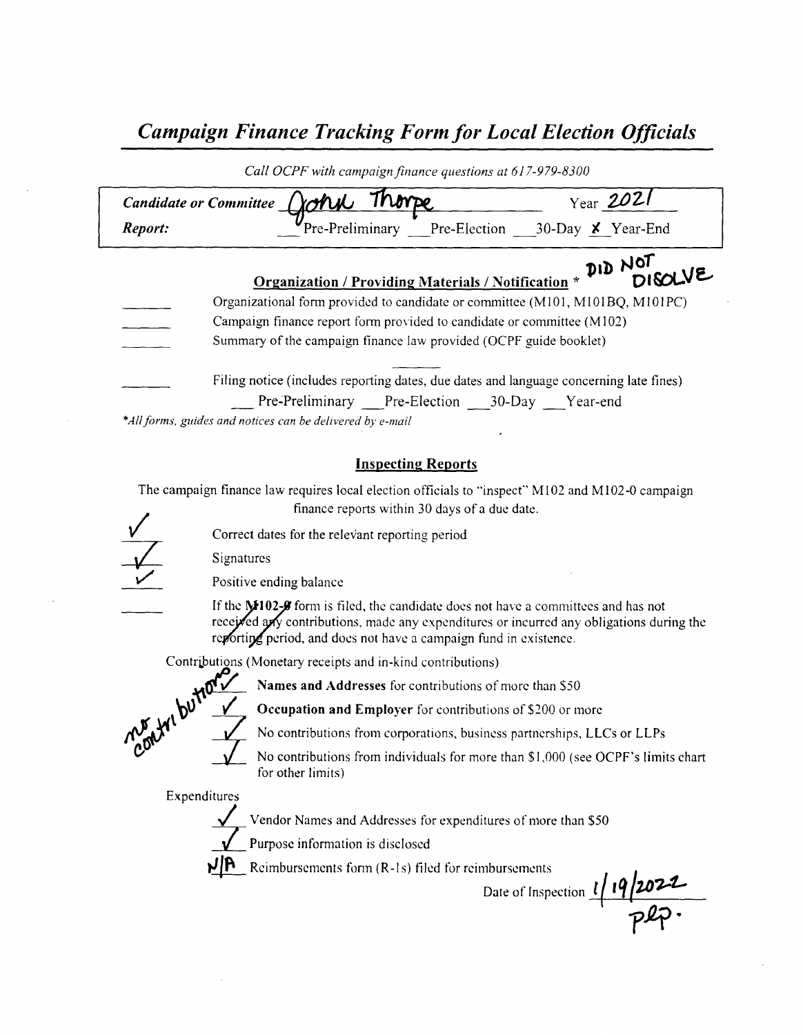# *Campaign Finance Tracking Form for Local Election Officials*

*Call OCPF with campaign finance questions at 617-979-8300*

**Candidate or Committee** John Thorpe Year 2021

**Report:** ___Pre-Preliminary ___Pre-Election ___30-Day _X_ Year-End

## Organization / Providing Materials / Notification * DID NOT DISSOLVE

_____ Organizational form provided to candidate or committee (M101, M101BQ, M101PC)

_____ Campaign finance report form provided to candidate or committee (M102)

_____ Summary of the campaign finance law provided (OCPF guide booklet)

_____ Filing notice (includes reporting dates, due dates and language concerning late fines)
___ Pre-Preliminary ___Pre-Election ___30-Day ___Year-end

*\*All forms, guides and notices can be delivered by e-mail*

## Inspecting Reports

The campaign finance law requires local election officials to "inspect" M102 and M102-0 campaign finance reports within 30 days of a due date.

✓ Correct dates for the relevant reporting period

✓ Signatures

✓ Positive ending balance

_____ If the M102-0 form is filed, the candidate does not have a committees and has not received any contributions, made any expenditures or incurred any obligations during the reporting period, and does not have a campaign fund in existence.

Contributions (Monetary receipts and in-kind contributions)

no contributions

✓ **Names and Addresses** for contributions of more than $50

✓ **Occupation and Employer** for contributions of $200 or more

✓ No contributions from corporations, business partnerships, LLCs or LLPs

✓ No contributions from individuals for more than $1,000 (see OCPF's limits chart for other limits)

Expenditures

✓ Vendor Names and Addresses for expenditures of more than $50

✓ Purpose information is disclosed

N/A Reimbursements form (R-1s) filed for reimbursements

Date of Inspection 1/19/2022

plp.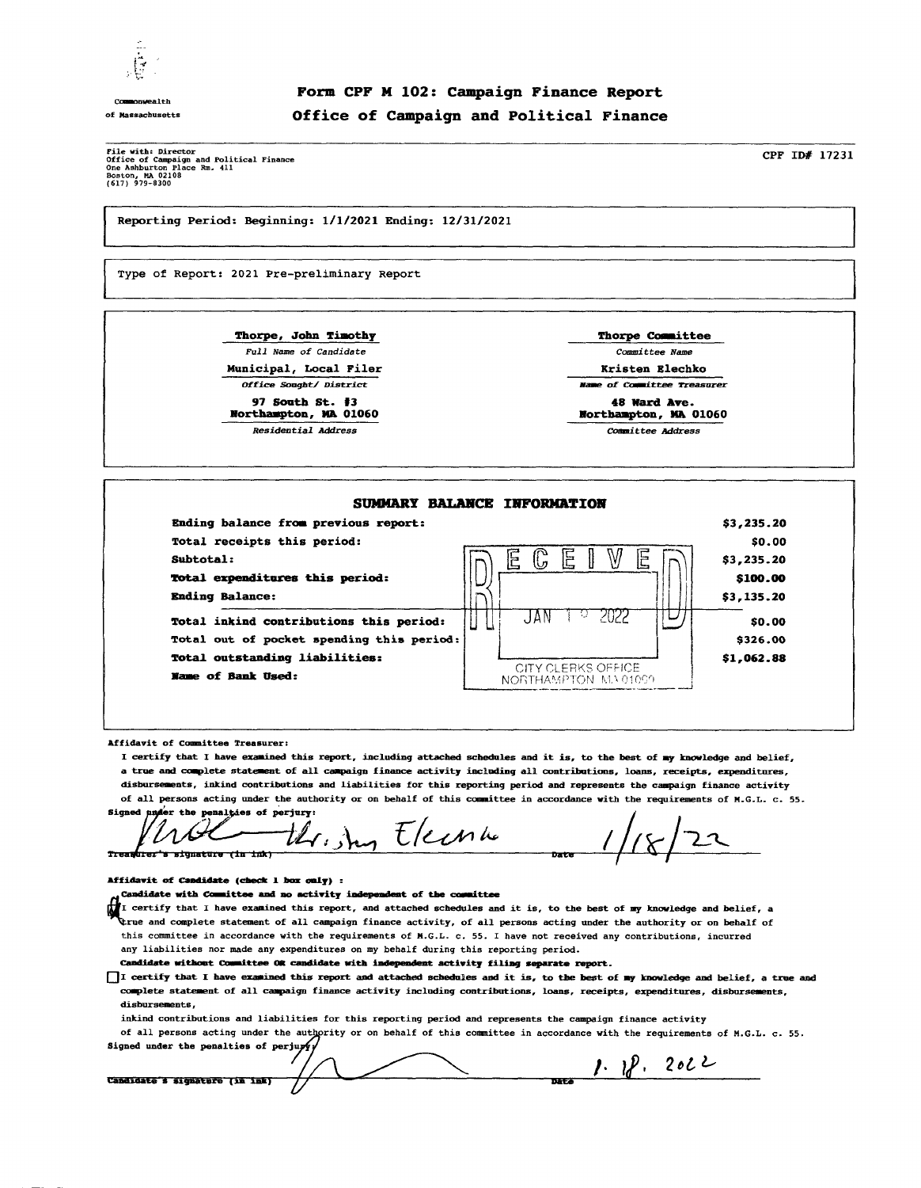Commonwealth of Massachusetts

# Form CPF M 102: Campaign Finance Report
## Office of Campaign and Political Finance

File with: Director
Office of Campaign and Political Finance
One Ashburton Place Rm. 411
Boston, MA 02108
(617) 979-8300

CPF ID# 17231

Reporting Period: Beginning: 1/1/2021 Ending: 12/31/2021

Type of Report: 2021 Pre-preliminary Report

| | |
|---|---|
| **Thorpe, John Timothy** | **Thorpe Committee** |
| *Full Name of Candidate* | *Committee Name* |
| **Municipal, Local Filer** | **Kristen Elechko** |
| *Office Sought/ District* | *Name of Committee Treasurer* |
| **97 South St. #3 Northampton, MA 01060** | **48 Ward Ave. Northampton, MA 01060** |
| *Residential Address* | *Committee Address* |

### SUMMARY BALANCE INFORMATION

| | |
|---|---|
| **Ending balance from previous report:** | $3,235.20 |
| **Total receipts this period:** | $0.00 |
| **Subtotal:** | $3,235.20 |
| **Total expenditures this period:** | $100.00 |
| **Ending Balance:** | $3,135.20 |
| **Total inkind contributions this period:** | $0.00 |
| **Total out of pocket spending this period:** | $326.00 |
| **Total outstanding liabilities:** | $1,062.88 |
| **Name of Bank Used:** | |

RECEIVED JAN 19 2022 CITY CLERKS OFFICE NORTHAMPTON MA 01060

**Affidavit of Committee Treasurer:**

I certify that I have examined this report, including attached schedules and it is, to the best of my knowledge and belief, a true and complete statement of all campaign finance activity including all contributions, loans, receipts, expenditures, disbursements, inkind contributions and liabilities for this reporting period and represents the campaign finance activity of all persons acting under the authority or on behalf of this committee in accordance with the requirements of M.G.L. c. 55.

Signed under the penalties of perjury: Kristen Elechko Date 1/18/22

Treasurer's signature (in ink)

**Affidavit of Candidate (check 1 box only) :**

**Candidate with Committee and no activity independent of the committee**

☒ I certify that I have examined this report, and attached schedules and it is, to the best of my knowledge and belief, a true and complete statement of all campaign finance activity, of all persons acting under the authority or on behalf of this committee in accordance with the requirements of M.G.L. c. 55. I have not received any contributions, incurred any liabilities nor made any expenditures on my behalf during this reporting period.

**Candidate without Committee OR candidate with independent activity filing separate report.**

☐ I certify that I have examined this report and attached schedules and it is, to the best of my knowledge and belief, a true and complete statement of all campaign finance activity including contributions, loans, receipts, expenditures, disbursements, inkind contributions and liabilities for this reporting period and represents the campaign finance activity of all persons acting under the authority or on behalf of this committee in accordance with the requirements of M.G.L. c. 55.

Signed under the penalties of perjury: [signature] Date 1. 18. 2022

Candidate's signature (in ink)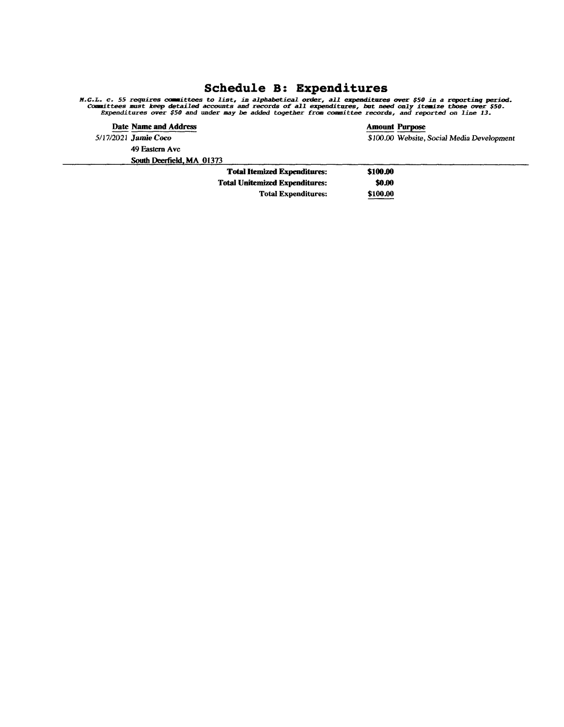# Schedule B: Expenditures

*M.G.L. c. 55 requires committees to list, in alphabetical order, all expenditures over $50 in a reporting period. Committees must keep detailed accounts and records of all expenditures, but need only itemize those over $50. Expenditures over $50 and under may be added together from committee records, and reported on line 13.*

| Date | Name and Address | Amount | Purpose |
|---|---|---|---|
| 5/17/2021 | **Jamie Coco**<br>49 Eastern Ave<br>South Deerfield, MA 01373 | $100.00 | Website, Social Media Development |

| | |
|---|---|
| **Total Itemized Expenditures:** | **$100.00** |
| **Total Unitemized Expenditures:** | **$0.00** |
| **Total Expenditures:** | **$100.00** |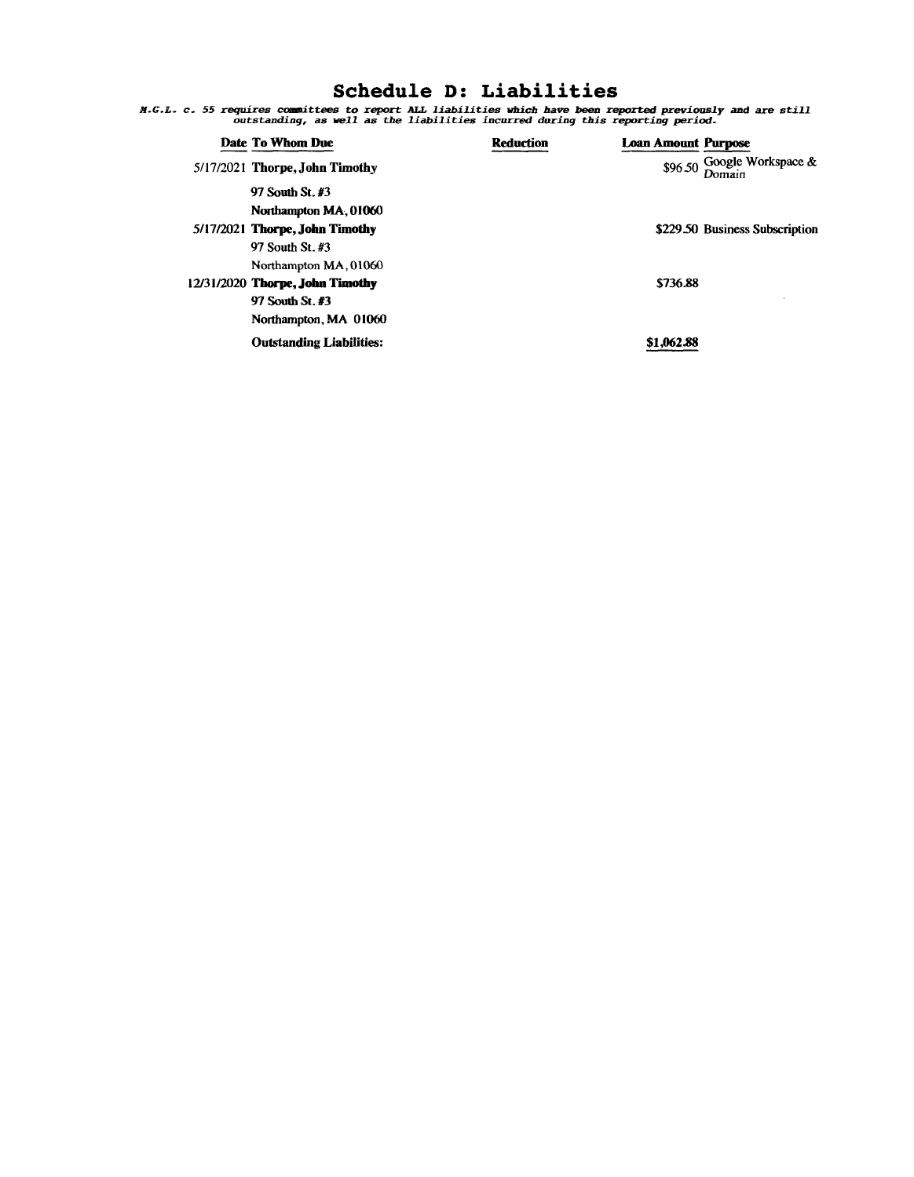# Schedule D: Liabilities

*M.G.L. c. 55 requires committees to report ALL liabilities which have been reported previously and are still outstanding, as well as the liabilities incurred during this reporting period.*

| Date | To Whom Due | Reduction | Loan Amount | Purpose |
|---|---|---|---|---|
| 5/17/2021 | **Thorpe, John Timothy**<br>97 South St. #3<br>Northampton MA, 01060 | | $96.50 | Google Workspace & Domain |
| 5/17/2021 | **Thorpe, John Timothy**<br>97 South St. #3<br>Northampton MA, 01060 | | $229.50 | Business Subscription |
| 12/31/2020 | **Thorpe, John Timothy**<br>97 South St. #3<br>Northampton, MA 01060 | | $736.88 | |
| | **Outstanding Liabilities:** | | **$1,062.88** | |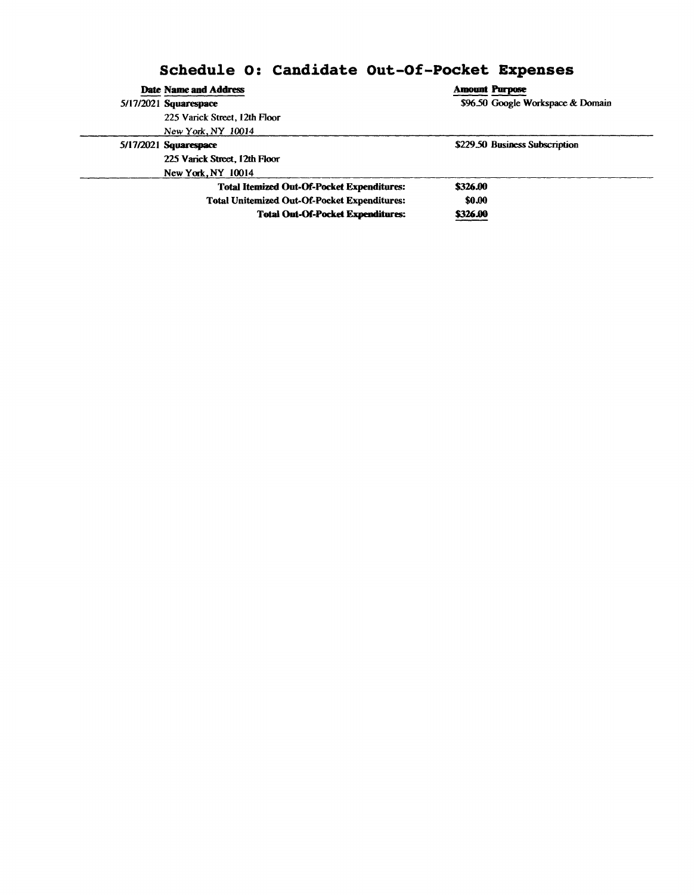# Schedule O: Candidate Out-Of-Pocket Expenses

| Date | Name and Address | Amount | Purpose |
| --- | --- | --- | --- |
| 5/17/2021 | **Squarespace**<br>225 Varick Street, 12th Floor<br>New York, NY 10014 | $96.50 | Google Workspace & Domain |
| 5/17/2021 | **Squarespace**<br>225 Varick Street, 12th Floor<br>New York, NY 10014 | $229.50 | Business Subscription |
| | **Total Itemized Out-Of-Pocket Expenditures:** | **$326.00** | |
| | **Total Unitemized Out-Of-Pocket Expenditures:** | **$0.00** | |
| | **Total Out-Of-Pocket Expenditures:** | **$326.00** | |